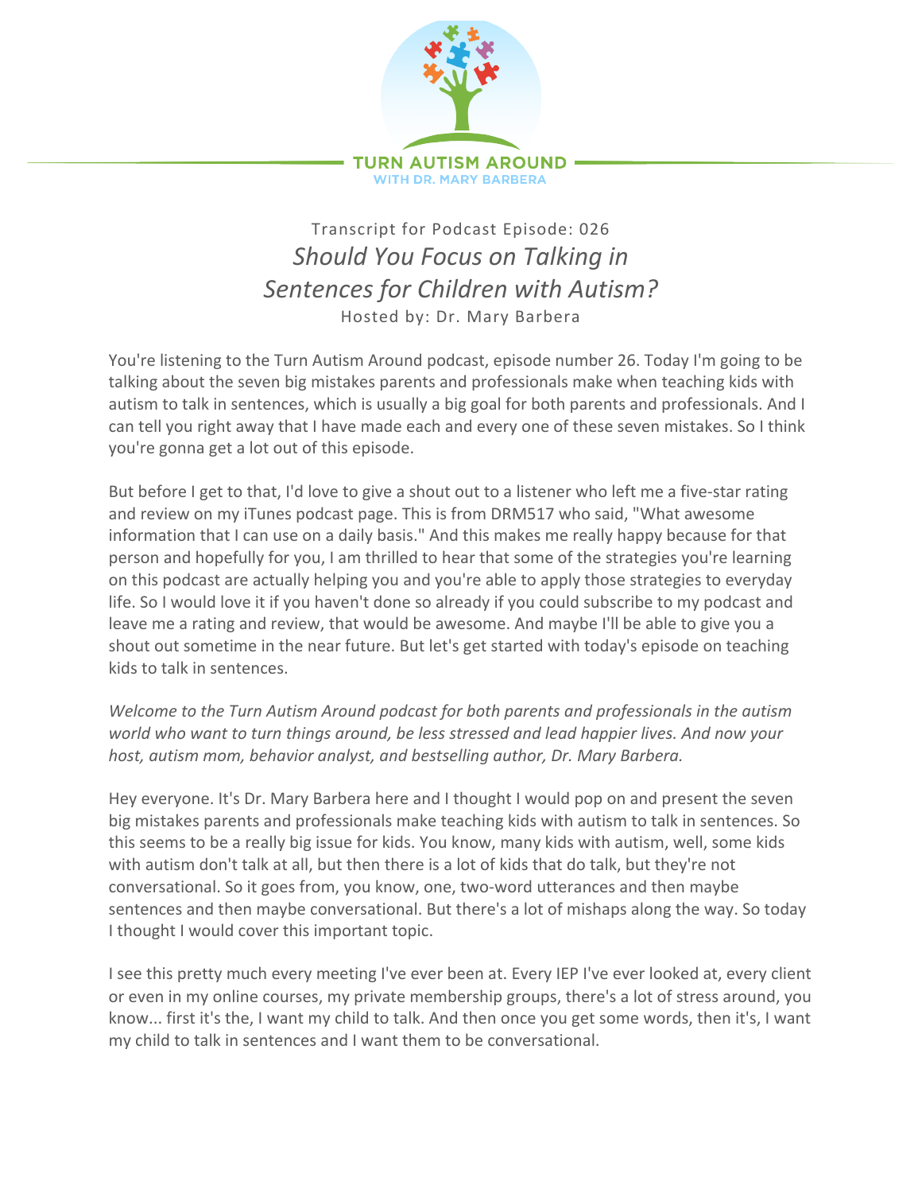Transcript for Podcast Episode: 026

# *Should You Focus on Talking in Sentences for Children with Autism?*

Hosted by: Dr. Mary Barbera

You're listening to the Turn Autism Around podcast, episode number 26. Today I'm going to be talking about the seven big mistakes parents and professionals make when teaching kids with autism to talk in sentences, which is usually a big goal for both parents and professionals. And I can tell you right away that I have made each and every one of these seven mistakes. So I think you're gonna get a lot out of this episode.

But before I get to that, I'd love to give a shout out to a listener who left me a five-star rating and review on my iTunes podcast page. This is from DRM517 who said, "What awesome information that I can use on a daily basis." And this makes me really happy because for that person and hopefully for you, I am thrilled to hear that some of the strategies you're learning on this podcast are actually helping you and you're able to apply those strategies to everyday life. So I would love it if you haven't done so already if you could subscribe to my podcast and leave me a rating and review, that would be awesome. And maybe I'll be able to give you a shout out sometime in the near future. But let's get started with today's episode on teaching kids to talk in sentences.

*Welcome to the Turn Autism Around podcast for both parents and professionals in the autism world who want to turn things around, be less stressed and lead happier lives. And now your host, autism mom, behavior analyst, and bestselling author, Dr. Mary Barbera.*

Hey everyone. It's Dr. Mary Barbera here and I thought I would pop on and present the seven big mistakes parents and professionals make teaching kids with autism to talk in sentences. So this seems to be a really big issue for kids. You know, many kids with autism, well, some kids with autism don't talk at all, but then there is a lot of kids that do talk, but they're not conversational. So it goes from, you know, one, two-word utterances and then maybe sentences and then maybe conversational. But there's a lot of mishaps along the way. So today I thought I would cover this important topic.

I see this pretty much every meeting I've ever been at. Every IEP I've ever looked at, every client or even in my online courses, my private membership groups, there's a lot of stress around, you know... first it's the, I want my child to talk. And then once you get some words, then it's, I want my child to talk in sentences and I want them to be conversational.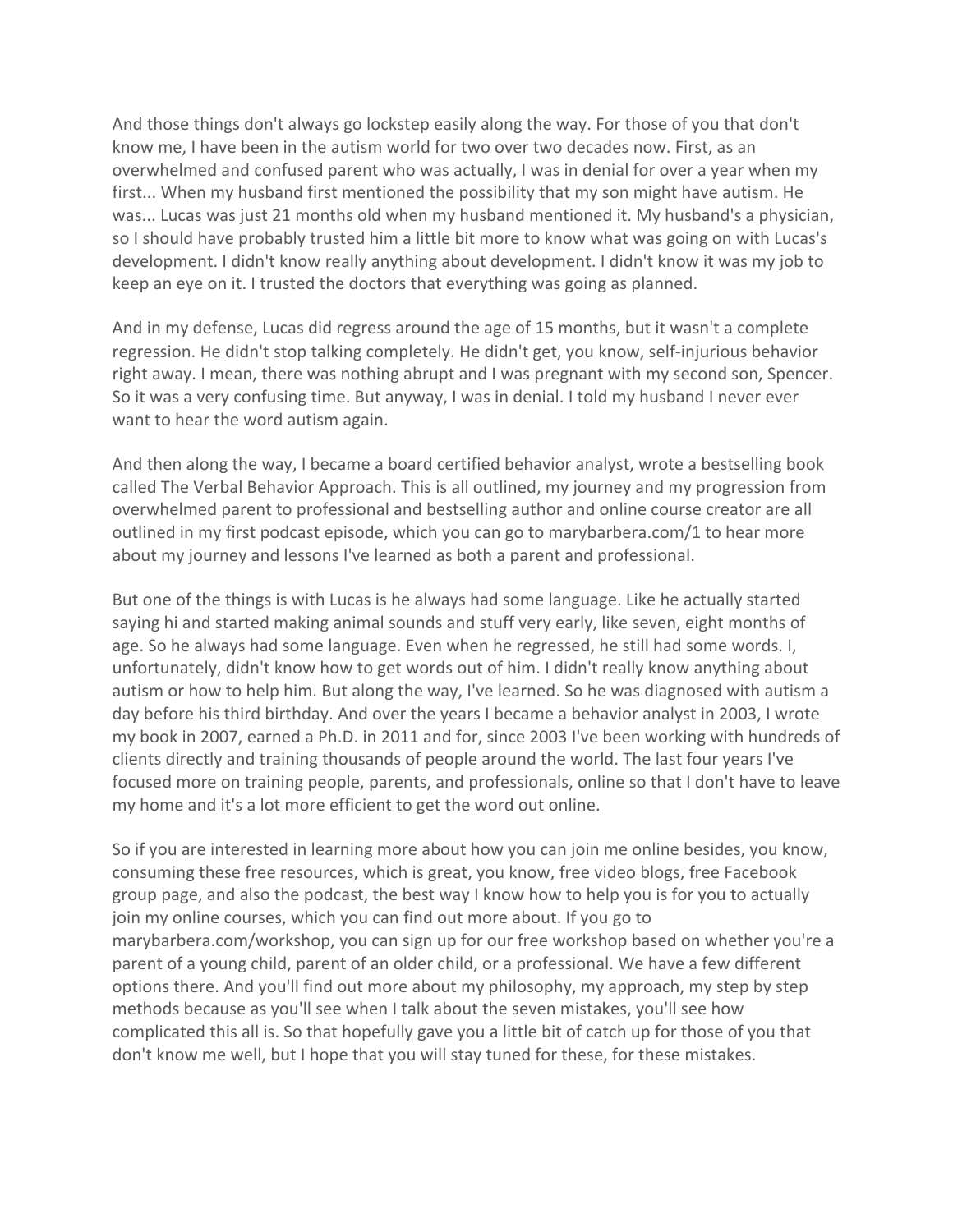And those things don't always go lockstep easily along the way. For those of you that don't know me, I have been in the autism world for two over two decades now. First, as an overwhelmed and confused parent who was actually, I was in denial for over a year when my first... When my husband first mentioned the possibility that my son might have autism. He was... Lucas was just 21 months old when my husband mentioned it. My husband's a physician, so I should have probably trusted him a little bit more to know what was going on with Lucas's development. I didn't know really anything about development. I didn't know it was my job to keep an eye on it. I trusted the doctors that everything was going as planned.

And in my defense, Lucas did regress around the age of 15 months, but it wasn't a complete regression. He didn't stop talking completely. He didn't get, you know, self-injurious behavior right away. I mean, there was nothing abrupt and I was pregnant with my second son, Spencer. So it was a very confusing time. But anyway, I was in denial. I told my husband I never ever want to hear the word autism again.

And then along the way, I became a board certified behavior analyst, wrote a bestselling book called The Verbal Behavior Approach. This is all outlined, my journey and my progression from overwhelmed parent to professional and bestselling author and online course creator are all outlined in my first podcast episode, which you can go to marybarbera.com/1 to hear more about my journey and lessons I've learned as both a parent and professional.

But one of the things is with Lucas is he always had some language. Like he actually started saying hi and started making animal sounds and stuff very early, like seven, eight months of age. So he always had some language. Even when he regressed, he still had some words. I, unfortunately, didn't know how to get words out of him. I didn't really know anything about autism or how to help him. But along the way, I've learned. So he was diagnosed with autism a day before his third birthday. And over the years I became a behavior analyst in 2003, I wrote my book in 2007, earned a Ph.D. in 2011 and for, since 2003 I've been working with hundreds of clients directly and training thousands of people around the world. The last four years I've focused more on training people, parents, and professionals, online so that I don't have to leave my home and it's a lot more efficient to get the word out online.

So if you are interested in learning more about how you can join me online besides, you know, consuming these free resources, which is great, you know, free video blogs, free Facebook group page, and also the podcast, the best way I know how to help you is for you to actually join my online courses, which you can find out more about. If you go to marybarbera.com/workshop, you can sign up for our free workshop based on whether you're a parent of a young child, parent of an older child, or a professional. We have a few different options there. And you'll find out more about my philosophy, my approach, my step by step methods because as you'll see when I talk about the seven mistakes, you'll see how complicated this all is. So that hopefully gave you a little bit of catch up for those of you that don't know me well, but I hope that you will stay tuned for these, for these mistakes.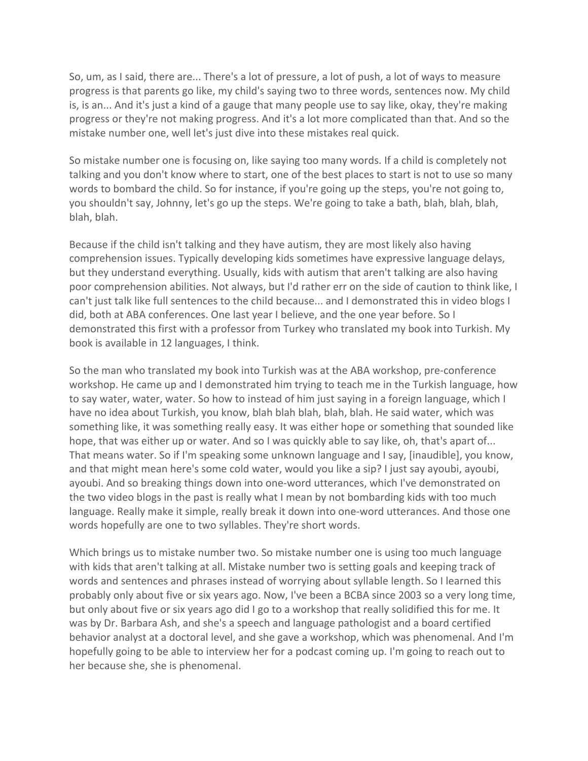So, um, as I said, there are... There's a lot of pressure, a lot of push, a lot of ways to measure progress is that parents go like, my child's saying two to three words, sentences now. My child is, is an... And it's just a kind of a gauge that many people use to say like, okay, they're making progress or they're not making progress. And it's a lot more complicated than that. And so the mistake number one, well let's just dive into these mistakes real quick.

So mistake number one is focusing on, like saying too many words. If a child is completely not talking and you don't know where to start, one of the best places to start is not to use so many words to bombard the child. So for instance, if you're going up the steps, you're not going to, you shouldn't say, Johnny, let's go up the steps. We're going to take a bath, blah, blah, blah, blah, blah.

Because if the child isn't talking and they have autism, they are most likely also having comprehension issues. Typically developing kids sometimes have expressive language delays, but they understand everything. Usually, kids with autism that aren't talking are also having poor comprehension abilities. Not always, but I'd rather err on the side of caution to think like, I can't just talk like full sentences to the child because... and I demonstrated this in video blogs I did, both at ABA conferences. One last year I believe, and the one year before. So I demonstrated this first with a professor from Turkey who translated my book into Turkish. My book is available in 12 languages, I think.

So the man who translated my book into Turkish was at the ABA workshop, pre-conference workshop. He came up and I demonstrated him trying to teach me in the Turkish language, how to say water, water, water. So how to instead of him just saying in a foreign language, which I have no idea about Turkish, you know, blah blah blah, blah, blah. He said water, which was something like, it was something really easy. It was either hope or something that sounded like hope, that was either up or water. And so I was quickly able to say like, oh, that's apart of... That means water. So if I'm speaking some unknown language and I say, [inaudible], you know, and that might mean here's some cold water, would you like a sip? I just say ayoubi, ayoubi, ayoubi. And so breaking things down into one-word utterances, which I've demonstrated on the two video blogs in the past is really what I mean by not bombarding kids with too much language. Really make it simple, really break it down into one-word utterances. And those one words hopefully are one to two syllables. They're short words.

Which brings us to mistake number two. So mistake number one is using too much language with kids that aren't talking at all. Mistake number two is setting goals and keeping track of words and sentences and phrases instead of worrying about syllable length. So I learned this probably only about five or six years ago. Now, I've been a BCBA since 2003 so a very long time, but only about five or six years ago did I go to a workshop that really solidified this for me. It was by Dr. Barbara Ash, and she's a speech and language pathologist and a board certified behavior analyst at a doctoral level, and she gave a workshop, which was phenomenal. And I'm hopefully going to be able to interview her for a podcast coming up. I'm going to reach out to her because she, she is phenomenal.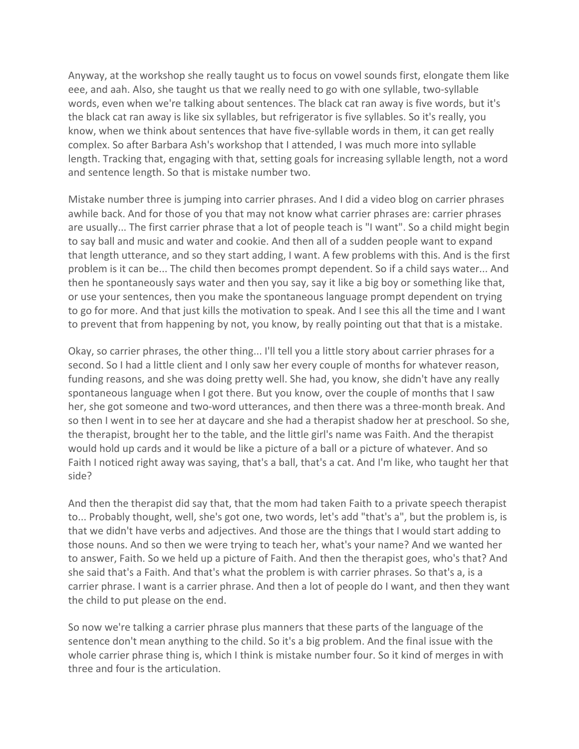Anyway, at the workshop she really taught us to focus on vowel sounds first, elongate them like eee, and aah. Also, she taught us that we really need to go with one syllable, two-syllable words, even when we're talking about sentences. The black cat ran away is five words, but it's the black cat ran away is like six syllables, but refrigerator is five syllables. So it's really, you know, when we think about sentences that have five-syllable words in them, it can get really complex. So after Barbara Ash's workshop that I attended, I was much more into syllable length. Tracking that, engaging with that, setting goals for increasing syllable length, not a word and sentence length. So that is mistake number two.

Mistake number three is jumping into carrier phrases. And I did a video blog on carrier phrases awhile back. And for those of you that may not know what carrier phrases are: carrier phrases are usually... The first carrier phrase that a lot of people teach is "I want". So a child might begin to say ball and music and water and cookie. And then all of a sudden people want to expand that length utterance, and so they start adding, I want. A few problems with this. And is the first problem is it can be... The child then becomes prompt dependent. So if a child says water... And then he spontaneously says water and then you say, say it like a big boy or something like that, or use your sentences, then you make the spontaneous language prompt dependent on trying to go for more. And that just kills the motivation to speak. And I see this all the time and I want to prevent that from happening by not, you know, by really pointing out that that is a mistake.

Okay, so carrier phrases, the other thing... I'll tell you a little story about carrier phrases for a second. So I had a little client and I only saw her every couple of months for whatever reason, funding reasons, and she was doing pretty well. She had, you know, she didn't have any really spontaneous language when I got there. But you know, over the couple of months that I saw her, she got someone and two-word utterances, and then there was a three-month break. And so then I went in to see her at daycare and she had a therapist shadow her at preschool. So she, the therapist, brought her to the table, and the little girl's name was Faith. And the therapist would hold up cards and it would be like a picture of a ball or a picture of whatever. And so Faith I noticed right away was saying, that's a ball, that's a cat. And I'm like, who taught her that side?

And then the therapist did say that, that the mom had taken Faith to a private speech therapist to... Probably thought, well, she's got one, two words, let's add "that's a", but the problem is, is that we didn't have verbs and adjectives. And those are the things that I would start adding to those nouns. And so then we were trying to teach her, what's your name? And we wanted her to answer, Faith. So we held up a picture of Faith. And then the therapist goes, who's that? And she said that's a Faith. And that's what the problem is with carrier phrases. So that's a, is a carrier phrase. I want is a carrier phrase. And then a lot of people do I want, and then they want the child to put please on the end.

So now we're talking a carrier phrase plus manners that these parts of the language of the sentence don't mean anything to the child. So it's a big problem. And the final issue with the whole carrier phrase thing is, which I think is mistake number four. So it kind of merges in with three and four is the articulation.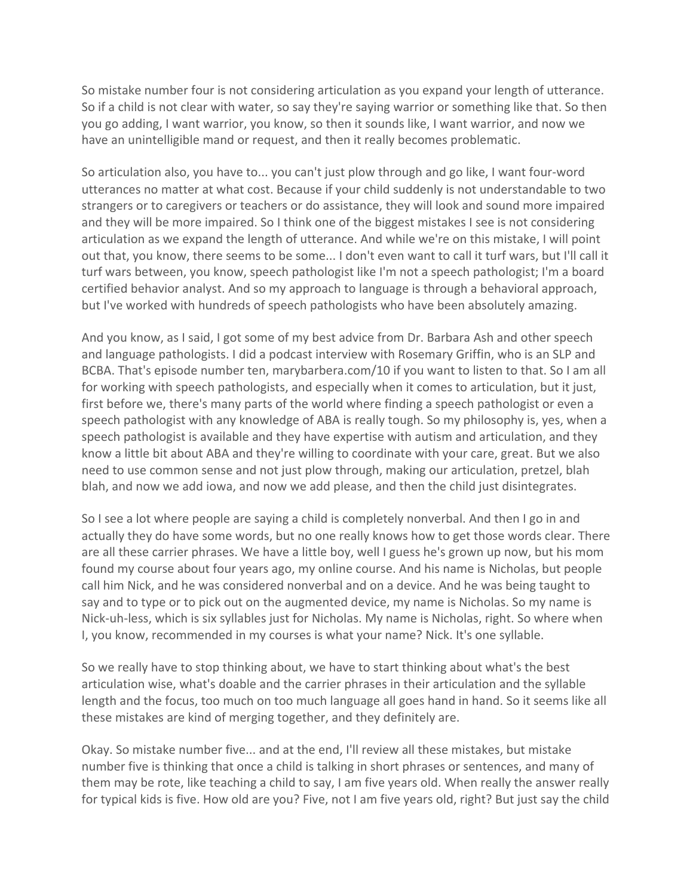So mistake number four is not considering articulation as you expand your length of utterance. So if a child is not clear with water, so say they're saying warrior or something like that. So then you go adding, I want warrior, you know, so then it sounds like, I want warrior, and now we have an unintelligible mand or request, and then it really becomes problematic.

So articulation also, you have to... you can't just plow through and go like, I want four-word utterances no matter at what cost. Because if your child suddenly is not understandable to two strangers or to caregivers or teachers or do assistance, they will look and sound more impaired and they will be more impaired. So I think one of the biggest mistakes I see is not considering articulation as we expand the length of utterance. And while we're on this mistake, I will point out that, you know, there seems to be some... I don't even want to call it turf wars, but I'll call it turf wars between, you know, speech pathologist like I'm not a speech pathologist; I'm a board certified behavior analyst. And so my approach to language is through a behavioral approach, but I've worked with hundreds of speech pathologists who have been absolutely amazing.

And you know, as I said, I got some of my best advice from Dr. Barbara Ash and other speech and language pathologists. I did a podcast interview with Rosemary Griffin, who is an SLP and BCBA. That's episode number ten, marybarbera.com/10 if you want to listen to that. So I am all for working with speech pathologists, and especially when it comes to articulation, but it just, first before we, there's many parts of the world where finding a speech pathologist or even a speech pathologist with any knowledge of ABA is really tough. So my philosophy is, yes, when a speech pathologist is available and they have expertise with autism and articulation, and they know a little bit about ABA and they're willing to coordinate with your care, great. But we also need to use common sense and not just plow through, making our articulation, pretzel, blah blah, and now we add iowa, and now we add please, and then the child just disintegrates.

So I see a lot where people are saying a child is completely nonverbal. And then I go in and actually they do have some words, but no one really knows how to get those words clear. There are all these carrier phrases. We have a little boy, well I guess he's grown up now, but his mom found my course about four years ago, my online course. And his name is Nicholas, but people call him Nick, and he was considered nonverbal and on a device. And he was being taught to say and to type or to pick out on the augmented device, my name is Nicholas. So my name is Nick-uh-less, which is six syllables just for Nicholas. My name is Nicholas, right. So where when I, you know, recommended in my courses is what your name? Nick. It's one syllable.

So we really have to stop thinking about, we have to start thinking about what's the best articulation wise, what's doable and the carrier phrases in their articulation and the syllable length and the focus, too much on too much language all goes hand in hand. So it seems like all these mistakes are kind of merging together, and they definitely are.

Okay. So mistake number five... and at the end, I'll review all these mistakes, but mistake number five is thinking that once a child is talking in short phrases or sentences, and many of them may be rote, like teaching a child to say, I am five years old. When really the answer really for typical kids is five. How old are you? Five, not I am five years old, right? But just say the child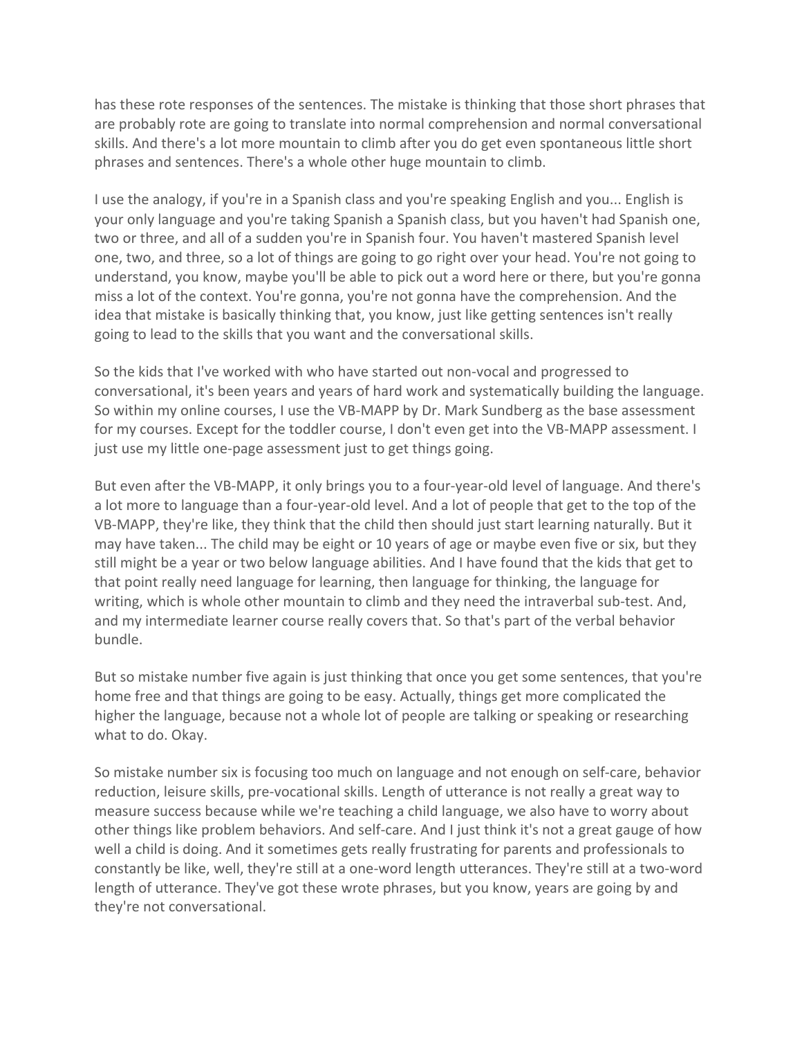has these rote responses of the sentences. The mistake is thinking that those short phrases that are probably rote are going to translate into normal comprehension and normal conversational skills. And there's a lot more mountain to climb after you do get even spontaneous little short phrases and sentences. There's a whole other huge mountain to climb.

I use the analogy, if you're in a Spanish class and you're speaking English and you... English is your only language and you're taking Spanish a Spanish class, but you haven't had Spanish one, two or three, and all of a sudden you're in Spanish four. You haven't mastered Spanish level one, two, and three, so a lot of things are going to go right over your head. You're not going to understand, you know, maybe you'll be able to pick out a word here or there, but you're gonna miss a lot of the context. You're gonna, you're not gonna have the comprehension. And the idea that mistake is basically thinking that, you know, just like getting sentences isn't really going to lead to the skills that you want and the conversational skills.

So the kids that I've worked with who have started out non-vocal and progressed to conversational, it's been years and years of hard work and systematically building the language. So within my online courses, I use the VB-MAPP by Dr. Mark Sundberg as the base assessment for my courses. Except for the toddler course, I don't even get into the VB-MAPP assessment. I just use my little one-page assessment just to get things going.

But even after the VB-MAPP, it only brings you to a four-year-old level of language. And there's a lot more to language than a four-year-old level. And a lot of people that get to the top of the VB-MAPP, they're like, they think that the child then should just start learning naturally. But it may have taken... The child may be eight or 10 years of age or maybe even five or six, but they still might be a year or two below language abilities. And I have found that the kids that get to that point really need language for learning, then language for thinking, the language for writing, which is whole other mountain to climb and they need the intraverbal sub-test. And, and my intermediate learner course really covers that. So that's part of the verbal behavior bundle.

But so mistake number five again is just thinking that once you get some sentences, that you're home free and that things are going to be easy. Actually, things get more complicated the higher the language, because not a whole lot of people are talking or speaking or researching what to do. Okay.

So mistake number six is focusing too much on language and not enough on self-care, behavior reduction, leisure skills, pre-vocational skills. Length of utterance is not really a great way to measure success because while we're teaching a child language, we also have to worry about other things like problem behaviors. And self-care. And I just think it's not a great gauge of how well a child is doing. And it sometimes gets really frustrating for parents and professionals to constantly be like, well, they're still at a one-word length utterances. They're still at a two-word length of utterance. They've got these wrote phrases, but you know, years are going by and they're not conversational.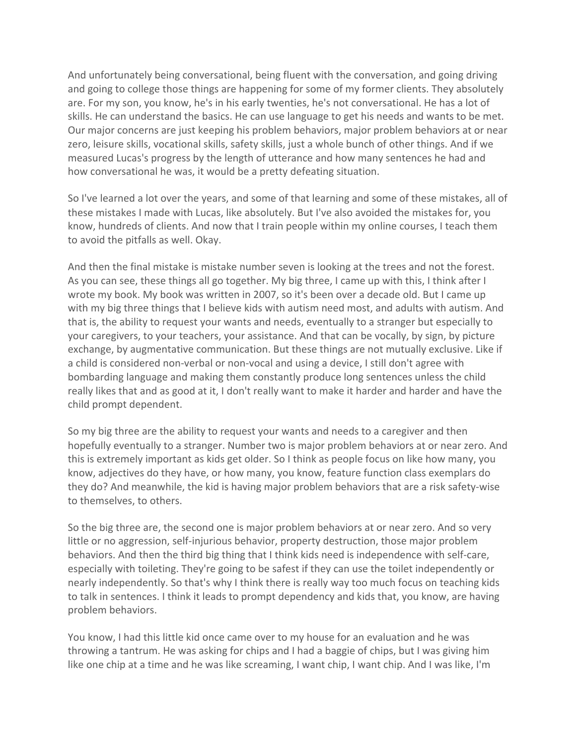And unfortunately being conversational, being fluent with the conversation, and going driving and going to college those things are happening for some of my former clients. They absolutely are. For my son, you know, he's in his early twenties, he's not conversational. He has a lot of skills. He can understand the basics. He can use language to get his needs and wants to be met. Our major concerns are just keeping his problem behaviors, major problem behaviors at or near zero, leisure skills, vocational skills, safety skills, just a whole bunch of other things. And if we measured Lucas's progress by the length of utterance and how many sentences he had and how conversational he was, it would be a pretty defeating situation.

So I've learned a lot over the years, and some of that learning and some of these mistakes, all of these mistakes I made with Lucas, like absolutely. But I've also avoided the mistakes for, you know, hundreds of clients. And now that I train people within my online courses, I teach them to avoid the pitfalls as well. Okay.

And then the final mistake is mistake number seven is looking at the trees and not the forest. As you can see, these things all go together. My big three, I came up with this, I think after I wrote my book. My book was written in 2007, so it's been over a decade old. But I came up with my big three things that I believe kids with autism need most, and adults with autism. And that is, the ability to request your wants and needs, eventually to a stranger but especially to your caregivers, to your teachers, your assistance. And that can be vocally, by sign, by picture exchange, by augmentative communication. But these things are not mutually exclusive. Like if a child is considered non-verbal or non-vocal and using a device, I still don't agree with bombarding language and making them constantly produce long sentences unless the child really likes that and as good at it, I don't really want to make it harder and harder and have the child prompt dependent.

So my big three are the ability to request your wants and needs to a caregiver and then hopefully eventually to a stranger. Number two is major problem behaviors at or near zero. And this is extremely important as kids get older. So I think as people focus on like how many, you know, adjectives do they have, or how many, you know, feature function class exemplars do they do? And meanwhile, the kid is having major problem behaviors that are a risk safety-wise to themselves, to others.

So the big three are, the second one is major problem behaviors at or near zero. And so very little or no aggression, self-injurious behavior, property destruction, those major problem behaviors. And then the third big thing that I think kids need is independence with self-care, especially with toileting. They're going to be safest if they can use the toilet independently or nearly independently. So that's why I think there is really way too much focus on teaching kids to talk in sentences. I think it leads to prompt dependency and kids that, you know, are having problem behaviors.

You know, I had this little kid once came over to my house for an evaluation and he was throwing a tantrum. He was asking for chips and I had a baggie of chips, but I was giving him like one chip at a time and he was like screaming, I want chip, I want chip. And I was like, I'm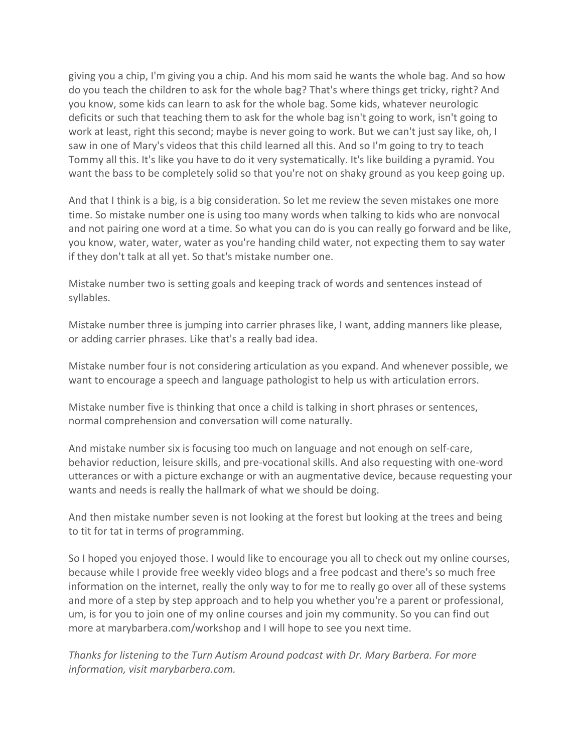giving you a chip, I'm giving you a chip. And his mom said he wants the whole bag. And so how do you teach the children to ask for the whole bag? That's where things get tricky, right? And you know, some kids can learn to ask for the whole bag. Some kids, whatever neurologic deficits or such that teaching them to ask for the whole bag isn't going to work, isn't going to work at least, right this second; maybe is never going to work. But we can't just say like, oh, I saw in one of Mary's videos that this child learned all this. And so I'm going to try to teach Tommy all this. It's like you have to do it very systematically. It's like building a pyramid. You want the bass to be completely solid so that you're not on shaky ground as you keep going up.

And that I think is a big, is a big consideration. So let me review the seven mistakes one more time. So mistake number one is using too many words when talking to kids who are nonvocal and not pairing one word at a time. So what you can do is you can really go forward and be like, you know, water, water, water as you're handing child water, not expecting them to say water if they don't talk at all yet. So that's mistake number one.

Mistake number two is setting goals and keeping track of words and sentences instead of syllables.

Mistake number three is jumping into carrier phrases like, I want, adding manners like please, or adding carrier phrases. Like that's a really bad idea.

Mistake number four is not considering articulation as you expand. And whenever possible, we want to encourage a speech and language pathologist to help us with articulation errors.

Mistake number five is thinking that once a child is talking in short phrases or sentences, normal comprehension and conversation will come naturally.

And mistake number six is focusing too much on language and not enough on self-care, behavior reduction, leisure skills, and pre-vocational skills. And also requesting with one-word utterances or with a picture exchange or with an augmentative device, because requesting your wants and needs is really the hallmark of what we should be doing.

And then mistake number seven is not looking at the forest but looking at the trees and being to tit for tat in terms of programming.

So I hoped you enjoyed those. I would like to encourage you all to check out my online courses, because while I provide free weekly video blogs and a free podcast and there's so much free information on the internet, really the only way to for me to really go over all of these systems and more of a step by step approach and to help you whether you're a parent or professional, um, is for you to join one of my online courses and join my community. So you can find out more at marybarbera.com/workshop and I will hope to see you next time.

*Thanks for listening to the Turn Autism Around podcast with Dr. Mary Barbera. For more information, visit marybarbera.com.*